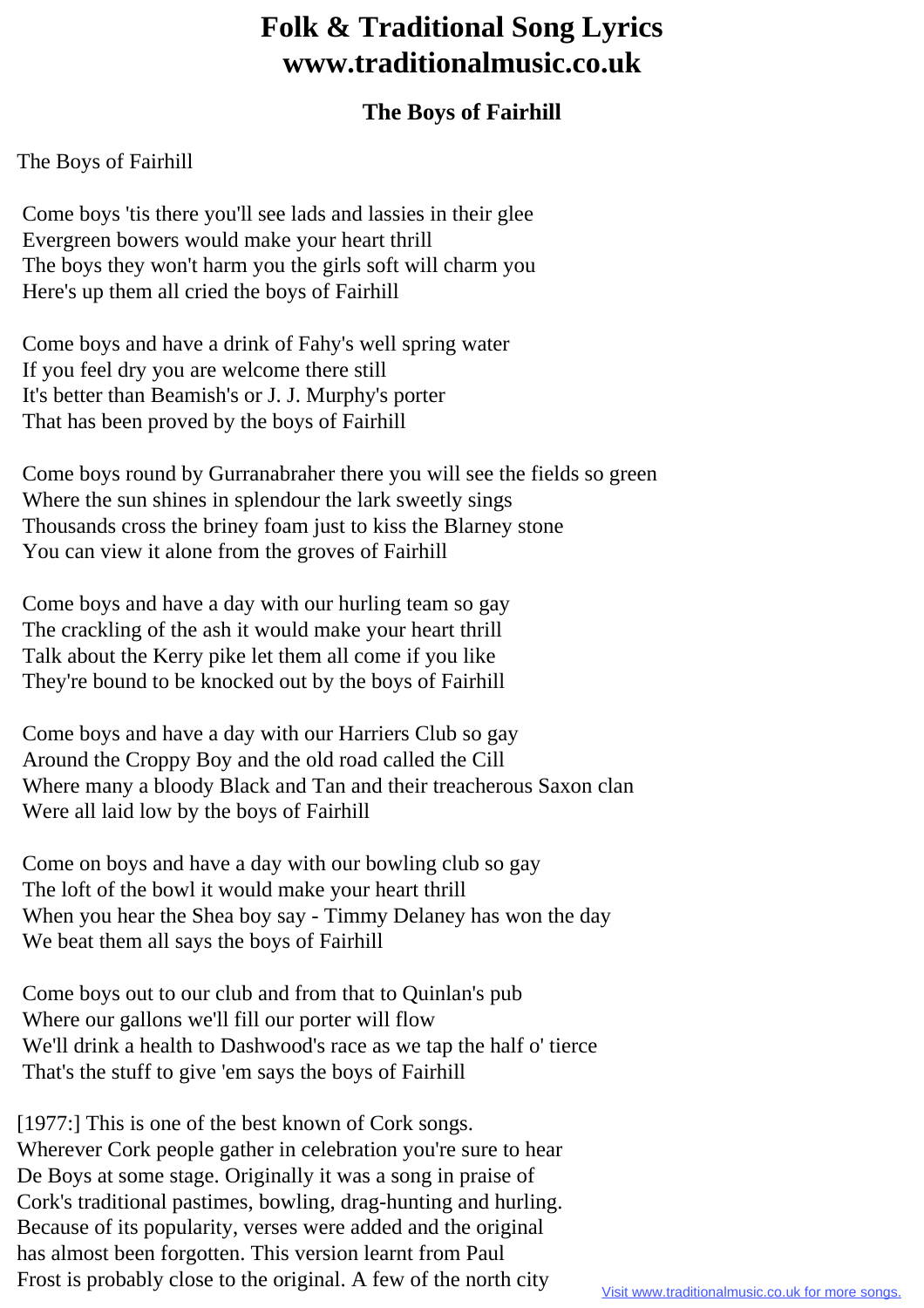# Folk & Traditional Song Lyrics www.traditionalmusic.co.uk

### The Boys of Fairhill

The Boys of Fairhill

Come boys 'tis there you'll see lads and lassies in their glee
Evergreen bowers would make your heart thrill
The boys they won't harm you the girls soft will charm you
Here's up them all cried the boys of Fairhill

Come boys and have a drink of Fahy's well spring water
If you feel dry you are welcome there still
It's better than Beamish's or J. J. Murphy's porter
That has been proved by the boys of Fairhill

Come boys round by Gurranabraher there you will see the fields so green
Where the sun shines in splendour the lark sweetly sings
Thousands cross the briney foam just to kiss the Blarney stone
You can view it alone from the groves of Fairhill

Come boys and have a day with our hurling team so gay
The crackling of the ash it would make your heart thrill
Talk about the Kerry pike let them all come if you like
They're bound to be knocked out by the boys of Fairhill

Come boys and have a day with our Harriers Club so gay
Around the Croppy Boy and the old road called the Cill
Where many a bloody Black and Tan and their treacherous Saxon clan
Were all laid low by the boys of Fairhill

Come on boys and have a day with our bowling club so gay
The loft of the bowl it would make your heart thrill
When you hear the Shea boy say - Timmy Delaney has won the day
We beat them all says the boys of Fairhill

Come boys out to our club and from that to Quinlan's pub
Where our gallons we'll fill our porter will flow
We'll drink a health to Dashwood's race as we tap the half o' tierce
That's the stuff to give 'em says the boys of Fairhill

[1977:] This is one of the best known of Cork songs.
Wherever Cork people gather in celebration you're sure to hear
De Boys at some stage. Originally it was a song in praise of
Cork's traditional pastimes, bowling, drag-hunting and hurling.
Because of its popularity, verses were added and the original
has almost been forgotten. This version learnt from Paul
Frost is probably close to the original. A few of the north city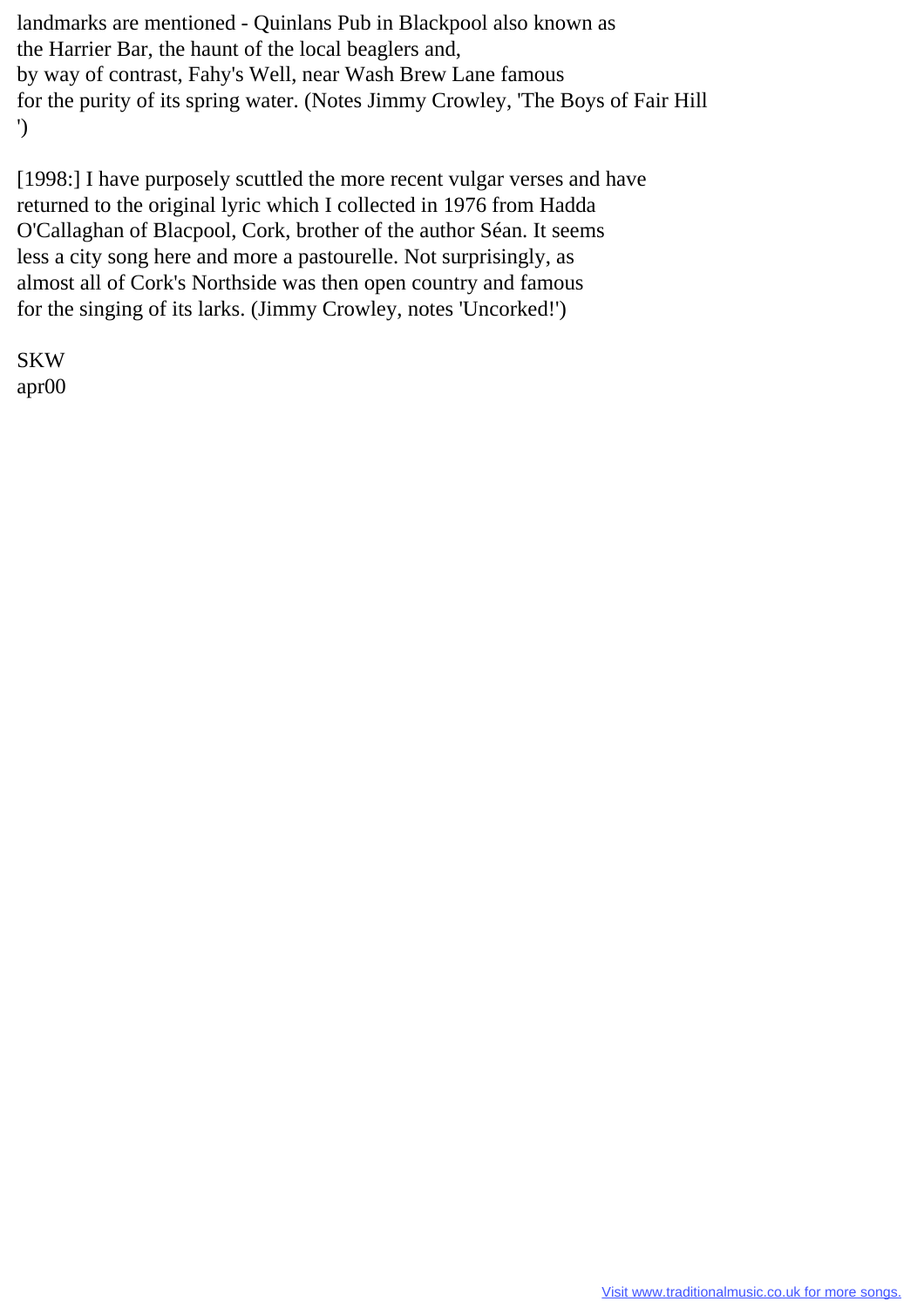landmarks are mentioned - Quinlans Pub in Blackpool also known as the Harrier Bar, the haunt of the local beaglers and, by way of contrast, Fahy's Well, near Wash Brew Lane famous for the purity of its spring water. (Notes Jimmy Crowley, 'The Boys of Fair Hill ')

[1998:] I have purposely scuttled the more recent vulgar verses and have returned to the original lyric which I collected in 1976 from Hadda O'Callaghan of Blacpool, Cork, brother of the author Séan. It seems less a city song here and more a pastourelle. Not surprisingly, as almost all of Cork's Northside was then open country and famous for the singing of its larks. (Jimmy Crowley, notes 'Uncorked!')

SKW
apr00